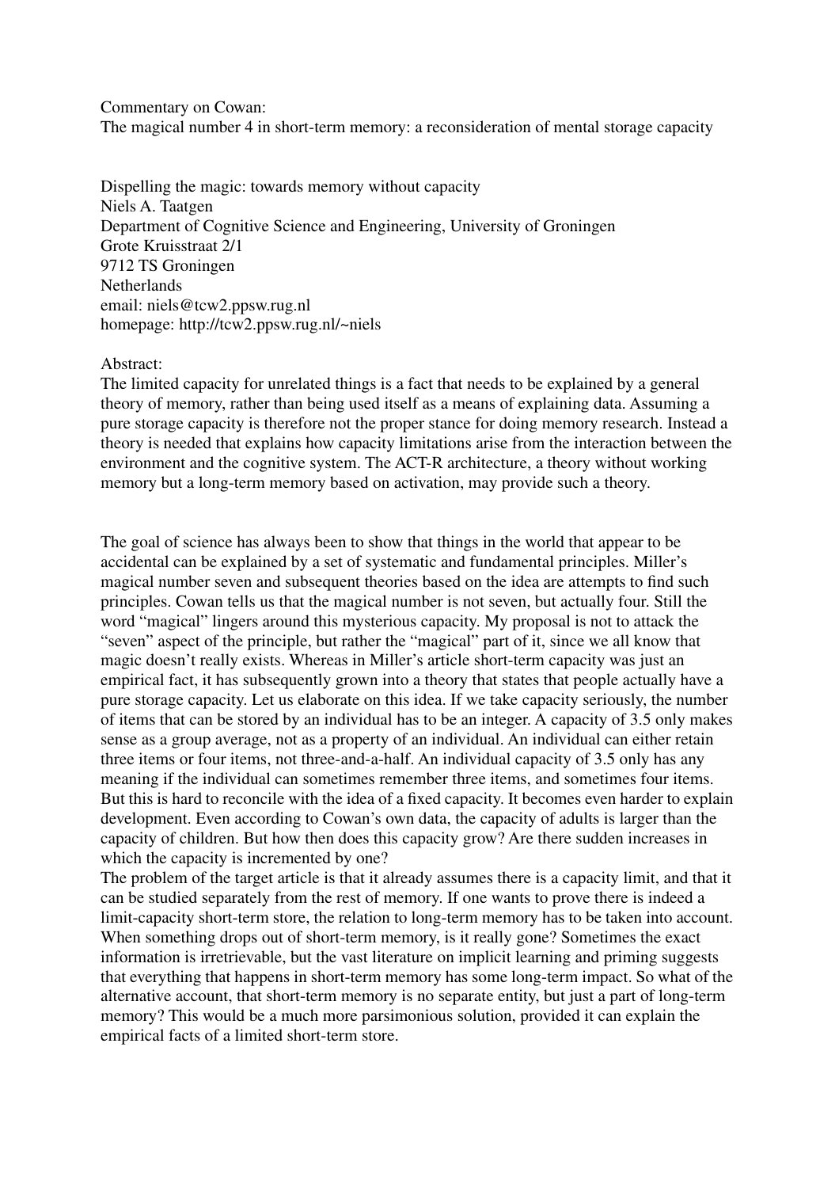Commentary on Cowan:
The magical number 4 in short-term memory: a reconsideration of mental storage capacity

Dispelling the magic: towards memory without capacity
Niels A. Taatgen
Department of Cognitive Science and Engineering, University of Groningen
Grote Kruisstraat 2/1
9712 TS Groningen
Netherlands
email: niels@tcw2.ppsw.rug.nl
homepage: http://tcw2.ppsw.rug.nl/~niels

Abstract:
The limited capacity for unrelated things is a fact that needs to be explained by a general theory of memory, rather than being used itself as a means of explaining data. Assuming a pure storage capacity is therefore not the proper stance for doing memory research. Instead a theory is needed that explains how capacity limitations arise from the interaction between the environment and the cognitive system. The ACT-R architecture, a theory without working memory but a long-term memory based on activation, may provide such a theory.

The goal of science has always been to show that things in the world that appear to be accidental can be explained by a set of systematic and fundamental principles. Miller's magical number seven and subsequent theories based on the idea are attempts to find such principles. Cowan tells us that the magical number is not seven, but actually four. Still the word "magical" lingers around this mysterious capacity. My proposal is not to attack the "seven" aspect of the principle, but rather the "magical" part of it, since we all know that magic doesn't really exists. Whereas in Miller's article short-term capacity was just an empirical fact, it has subsequently grown into a theory that states that people actually have a pure storage capacity. Let us elaborate on this idea. If we take capacity seriously, the number of items that can be stored by an individual has to be an integer. A capacity of 3.5 only makes sense as a group average, not as a property of an individual. An individual can either retain three items or four items, not three-and-a-half. An individual capacity of 3.5 only has any meaning if the individual can sometimes remember three items, and sometimes four items. But this is hard to reconcile with the idea of a fixed capacity. It becomes even harder to explain development. Even according to Cowan's own data, the capacity of adults is larger than the capacity of children. But how then does this capacity grow? Are there sudden increases in which the capacity is incremented by one?

The problem of the target article is that it already assumes there is a capacity limit, and that it can be studied separately from the rest of memory. If one wants to prove there is indeed a limit-capacity short-term store, the relation to long-term memory has to be taken into account. When something drops out of short-term memory, is it really gone? Sometimes the exact information is irretrievable, but the vast literature on implicit learning and priming suggests that everything that happens in short-term memory has some long-term impact. So what of the alternative account, that short-term memory is no separate entity, but just a part of long-term memory? This would be a much more parsimonious solution, provided it can explain the empirical facts of a limited short-term store.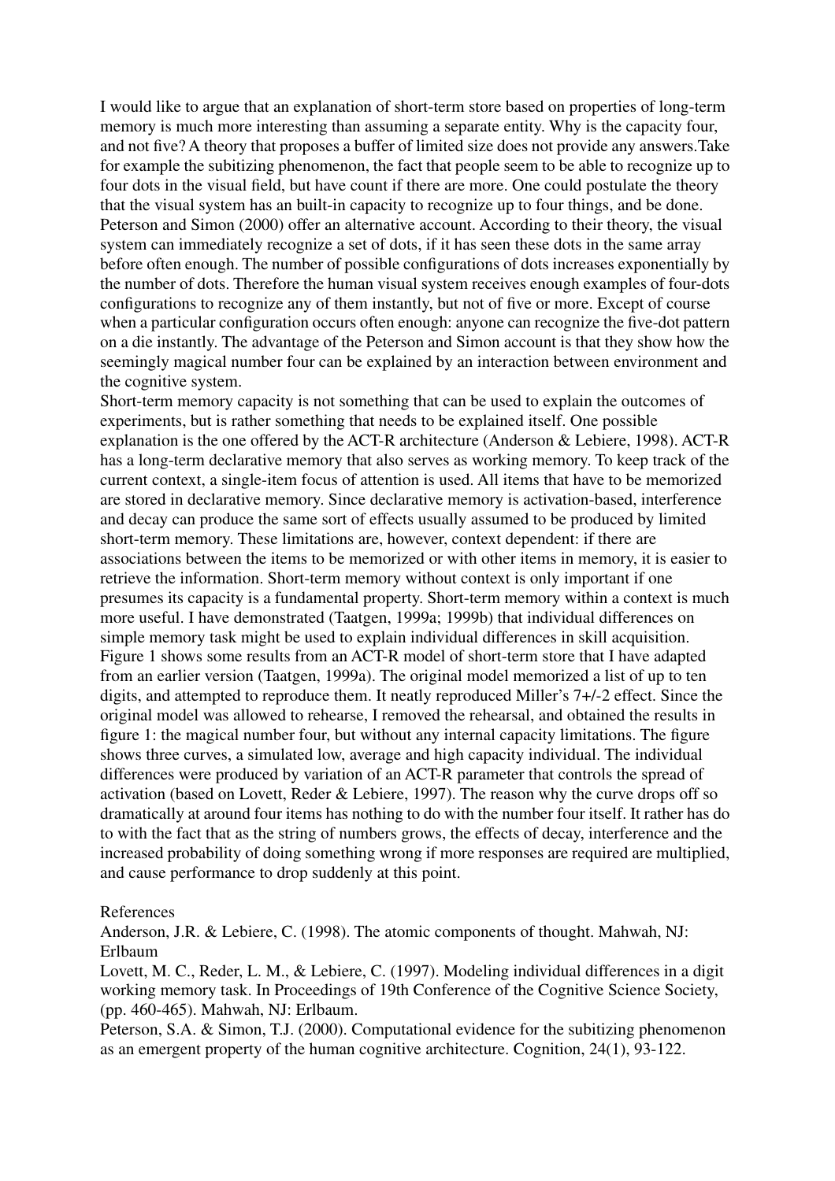I would like to argue that an explanation of short-term store based on properties of long-term memory is much more interesting than assuming a separate entity. Why is the capacity four, and not five? A theory that proposes a buffer of limited size does not provide any answers.Take for example the subitizing phenomenon, the fact that people seem to be able to recognize up to four dots in the visual field, but have count if there are more. One could postulate the theory that the visual system has an built-in capacity to recognize up to four things, and be done. Peterson and Simon (2000) offer an alternative account. According to their theory, the visual system can immediately recognize a set of dots, if it has seen these dots in the same array before often enough. The number of possible configurations of dots increases exponentially by the number of dots. Therefore the human visual system receives enough examples of four-dots configurations to recognize any of them instantly, but not of five or more. Except of course when a particular configuration occurs often enough: anyone can recognize the five-dot pattern on a die instantly. The advantage of the Peterson and Simon account is that they show how the seemingly magical number four can be explained by an interaction between environment and the cognitive system.

Short-term memory capacity is not something that can be used to explain the outcomes of experiments, but is rather something that needs to be explained itself. One possible explanation is the one offered by the ACT-R architecture (Anderson & Lebiere, 1998). ACT-R has a long-term declarative memory that also serves as working memory. To keep track of the current context, a single-item focus of attention is used. All items that have to be memorized are stored in declarative memory. Since declarative memory is activation-based, interference and decay can produce the same sort of effects usually assumed to be produced by limited short-term memory. These limitations are, however, context dependent: if there are associations between the items to be memorized or with other items in memory, it is easier to retrieve the information. Short-term memory without context is only important if one presumes its capacity is a fundamental property. Short-term memory within a context is much more useful. I have demonstrated (Taatgen, 1999a; 1999b) that individual differences on simple memory task might be used to explain individual differences in skill acquisition.

Figure 1 shows some results from an ACT-R model of short-term store that I have adapted from an earlier version (Taatgen, 1999a). The original model memorized a list of up to ten digits, and attempted to reproduce them. It neatly reproduced Miller's 7+/-2 effect. Since the original model was allowed to rehearse, I removed the rehearsal, and obtained the results in figure 1: the magical number four, but without any internal capacity limitations. The figure shows three curves, a simulated low, average and high capacity individual. The individual differences were produced by variation of an ACT-R parameter that controls the spread of activation (based on Lovett, Reder & Lebiere, 1997). The reason why the curve drops off so dramatically at around four items has nothing to do with the number four itself. It rather has do to with the fact that as the string of numbers grows, the effects of decay, interference and the increased probability of doing something wrong if more responses are required are multiplied, and cause performance to drop suddenly at this point.

References

Anderson, J.R. & Lebiere, C. (1998). The atomic components of thought. Mahwah, NJ: Erlbaum

Lovett, M. C., Reder, L. M., & Lebiere, C. (1997). Modeling individual differences in a digit working memory task. In Proceedings of 19th Conference of the Cognitive Science Society, (pp. 460-465). Mahwah, NJ: Erlbaum.

Peterson, S.A. & Simon, T.J. (2000). Computational evidence for the subitizing phenomenon as an emergent property of the human cognitive architecture. Cognition, 24(1), 93-122.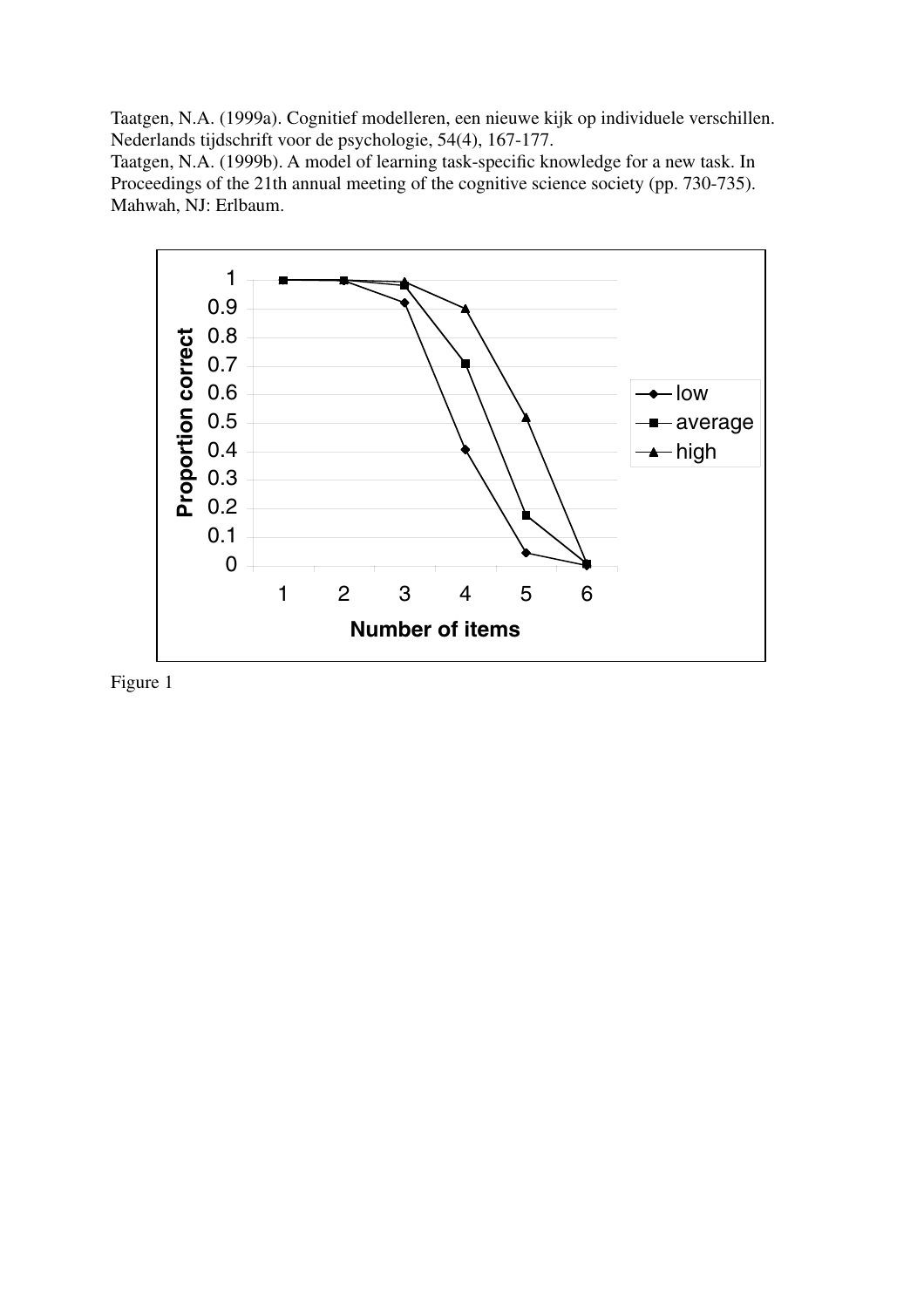Taatgen, N.A. (1999a). Cognitief modelleren, een nieuwe kijk op individuele verschillen. Nederlands tijdschrift voor de psychologie, 54(4), 167-177.

Taatgen, N.A. (1999b). A model of learning task-specific knowledge for a new task. In Proceedings of the 21th annual meeting of the cognitive science society (pp. 730-735). Mahwah, NJ: Erlbaum.

Proportion correct

1
0.9
0.8
0.7
0.6
0.5
0.4
0.3
0.2
0.1
0

1 2 3 4 5 6

Number of items

low
average
high

Figure 1